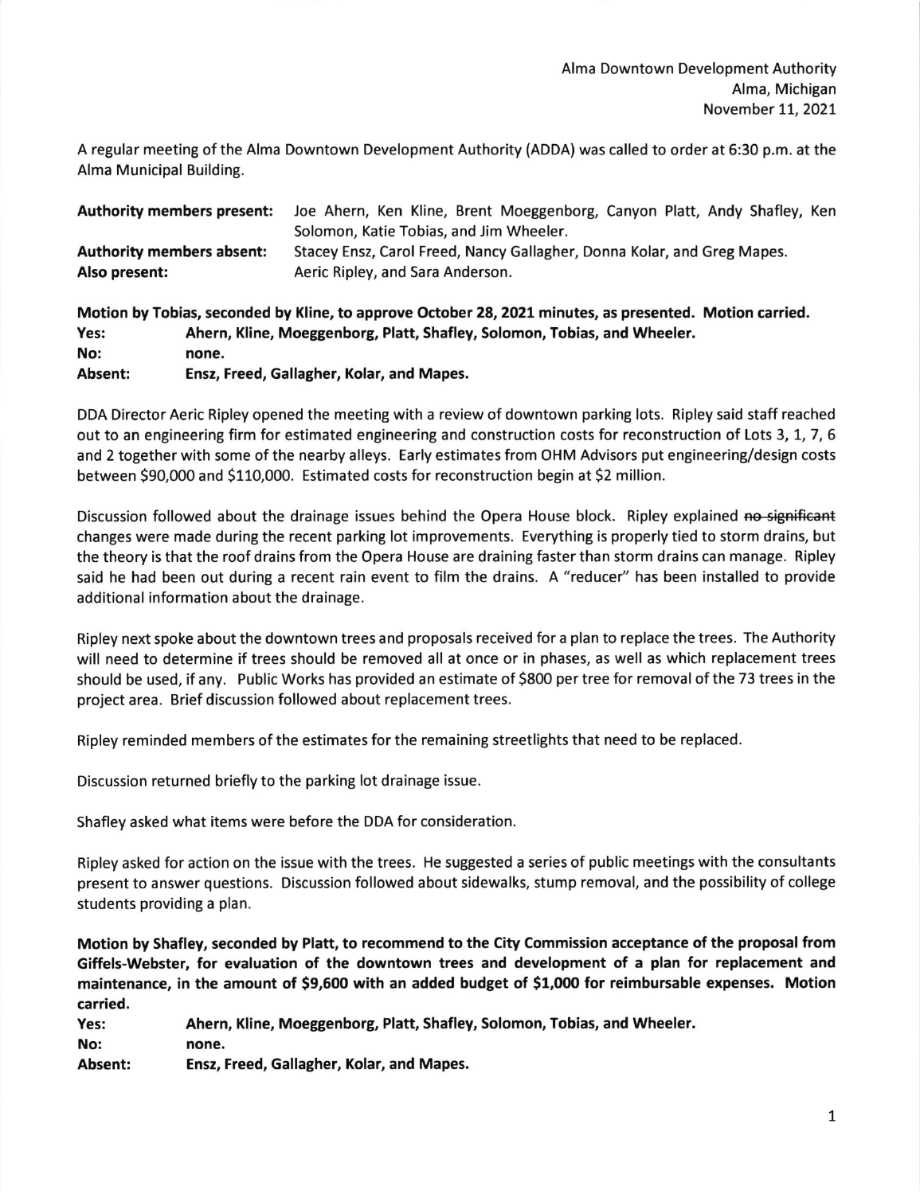Alma Downtown Development Authority
Alma, Michigan
November 11, 2021

A regular meeting of the Alma Downtown Development Authority (ADDA) was called to order at 6:30 p.m. at the Alma Municipal Building.

| | |
|---|---|
| **Authority members present:** | Joe Ahern, Ken Kline, Brent Moeggenborg, Canyon Platt, Andy Shafley, Ken Solomon, Katie Tobias, and Jim Wheeler. |
| **Authority members absent:** | Stacey Ensz, Carol Freed, Nancy Gallagher, Donna Kolar, and Greg Mapes. |
| **Also present:** | Aeric Ripley, and Sara Anderson. |

**Motion by Tobias, seconded by Kline, to approve October 28, 2021 minutes, as presented. Motion carried.**

| | |
|---|---|
| **Yes:** | **Ahern, Kline, Moeggenborg, Platt, Shafley, Solomon, Tobias, and Wheeler.** |
| **No:** | **none.** |
| **Absent:** | **Ensz, Freed, Gallagher, Kolar, and Mapes.** |

DDA Director Aeric Ripley opened the meeting with a review of downtown parking lots. Ripley said staff reached out to an engineering firm for estimated engineering and construction costs for reconstruction of Lots 3, 1, 7, 6 and 2 together with some of the nearby alleys. Early estimates from OHM Advisors put engineering/design costs between $90,000 and $110,000. Estimated costs for reconstruction begin at $2 million.

Discussion followed about the drainage issues behind the Opera House block. Ripley explained ~~no significant~~ changes were made during the recent parking lot improvements. Everything is properly tied to storm drains, but the theory is that the roof drains from the Opera House are draining faster than storm drains can manage. Ripley said he had been out during a recent rain event to film the drains. A "reducer" has been installed to provide additional information about the drainage.

Ripley next spoke about the downtown trees and proposals received for a plan to replace the trees. The Authority will need to determine if trees should be removed all at once or in phases, as well as which replacement trees should be used, if any. Public Works has provided an estimate of $800 per tree for removal of the 73 trees in the project area. Brief discussion followed about replacement trees.

Ripley reminded members of the estimates for the remaining streetlights that need to be replaced.

Discussion returned briefly to the parking lot drainage issue.

Shafley asked what items were before the DDA for consideration.

Ripley asked for action on the issue with the trees. He suggested a series of public meetings with the consultants present to answer questions. Discussion followed about sidewalks, stump removal, and the possibility of college students providing a plan.

**Motion by Shafley, seconded by Platt, to recommend to the City Commission acceptance of the proposal from Giffels-Webster, for evaluation of the downtown trees and development of a plan for replacement and maintenance, in the amount of $9,600 with an added budget of $1,000 for reimbursable expenses. Motion carried.**

| | |
|---|---|
| **Yes:** | **Ahern, Kline, Moeggenborg, Platt, Shafley, Solomon, Tobias, and Wheeler.** |
| **No:** | **none.** |
| **Absent:** | **Ensz, Freed, Gallagher, Kolar, and Mapes.** |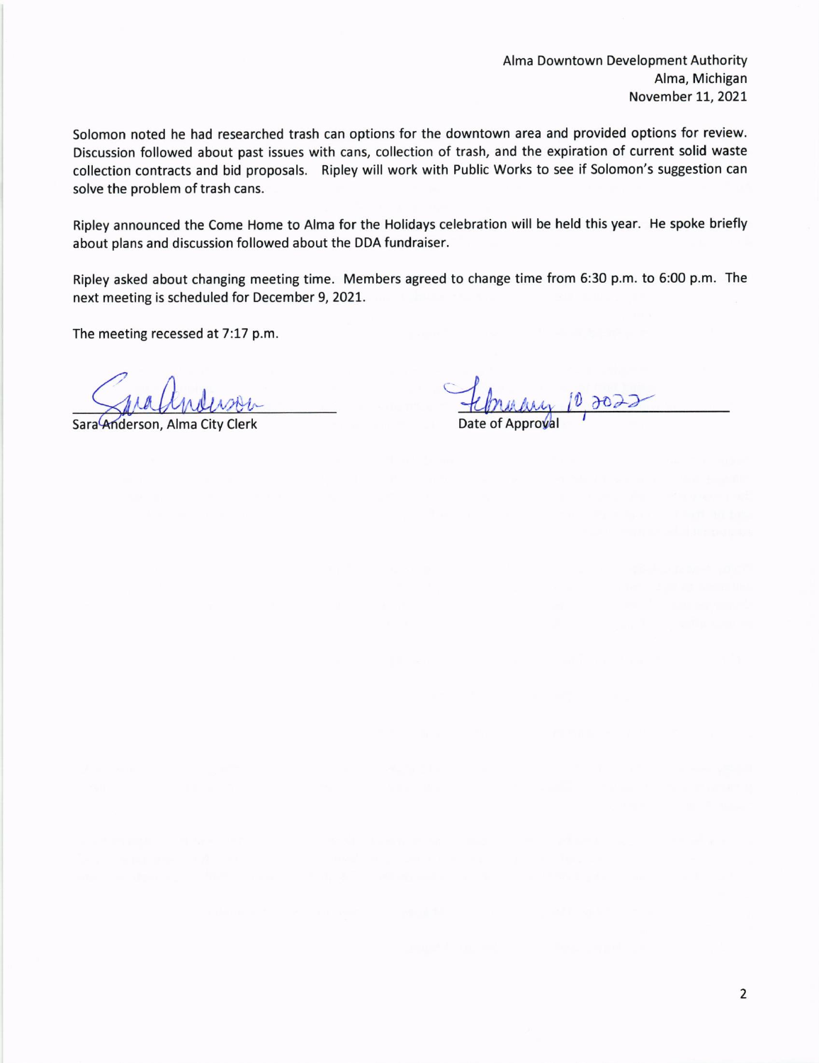Solomon noted he had researched trash can options for the downtown area and provided options for review. Discussion followed about past issues with cans, collection of trash, and the expiration of current solid waste collection contracts and bid proposals. Ripley will work with Public Works to see if Solomon's suggestion can solve the problem of trash cans.

Ripley announced the Come Home to Alma for the Holidays celebration will be held this year. He spoke briefly about plans and discussion followed about the DDA fundraiser.

Ripley asked about changing meeting time. Members agreed to change time from 6:30 p.m. to 6:00 p.m. The next meeting is scheduled for December 9, 2021.

The meeting recessed at 7:17 p.m.

Sara Anderson, Alma City Clerk

February 10, 2022
Date of Approval